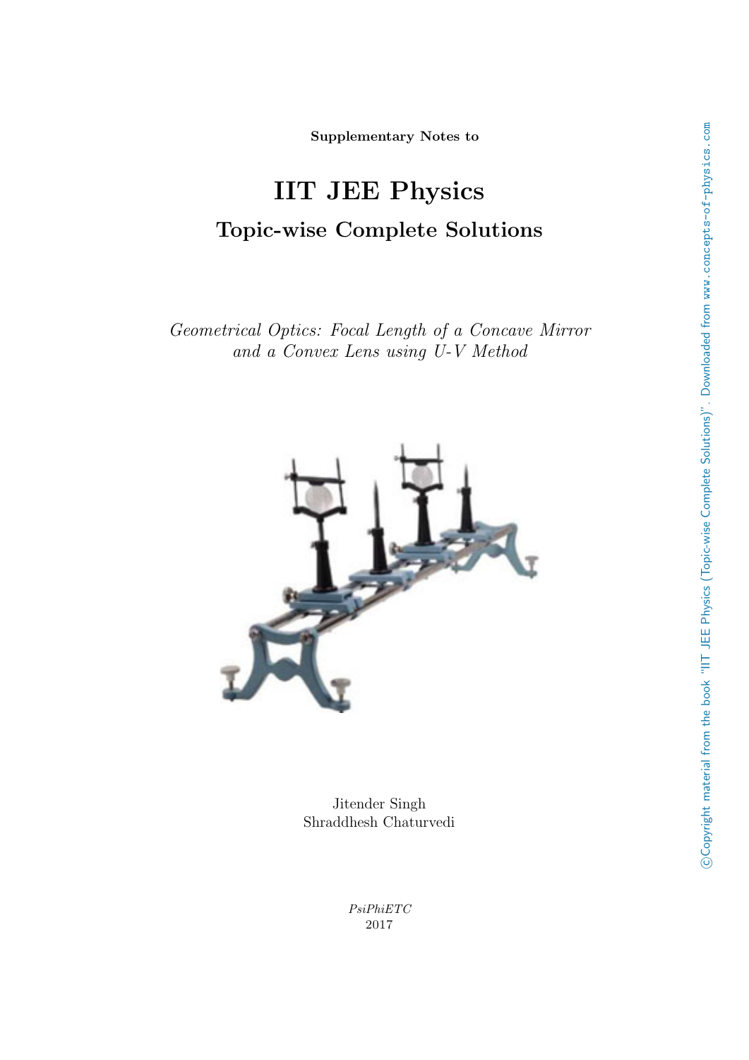**Supplementary Notes to**

# IIT JEE Physics

## Topic-wise Complete Solutions

*Geometrical Optics: Focal Length of a Concave Mirror and a Convex Lens using U-V Method*

Jitender Singh
Shraddhesh Chaturvedi

*PsiPhiETC*
2017

©Copyright material from the book "IIT JEE Physics (Topic-wise Complete Solutions)". Downloaded from www.concepts-of-physics.com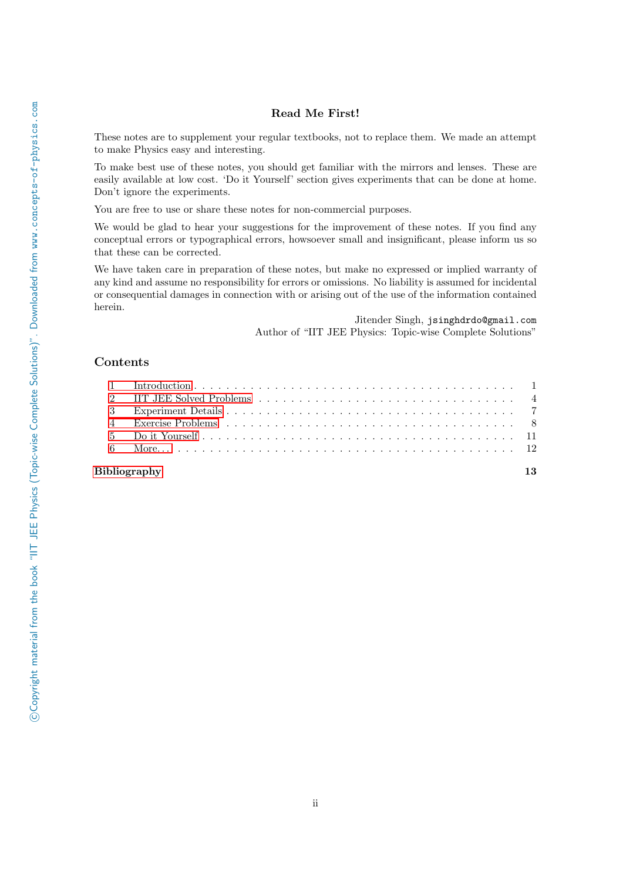## Read Me First!

These notes are to supplement your regular textbooks, not to replace them. We made an attempt to make Physics easy and interesting.

To make best use of these notes, you should get familiar with the mirrors and lenses. These are easily available at low cost. 'Do it Yourself' section gives experiments that can be done at home. Don't ignore the experiments.

You are free to use or share these notes for non-commercial purposes.

We would be glad to hear your suggestions for the improvement of these notes. If you find any conceptual errors or typographical errors, howsoever small and insignificant, please inform us so that these can be corrected.

We have taken care in preparation of these notes, but make no expressed or implied warranty of any kind and assume no responsibility for errors or omissions. No liability is assumed for incidental or consequential damages in connection with or arising out of the use of the information contained herein.

Jitender Singh, `jsinghdrdo@gmail.com`
Author of "IIT JEE Physics: Topic-wise Complete Solutions"

## Contents

1 Introduction . . . . . . . . . . 1
2 IIT JEE Solved Problems . . . . . . . . . . 4
3 Experiment Details . . . . . . . . . . 7
4 Exercise Problems . . . . . . . . . . 8
5 Do it Yourself . . . . . . . . . . 11
6 More. . . . . . . . . . . 12

**Bibliography** **13**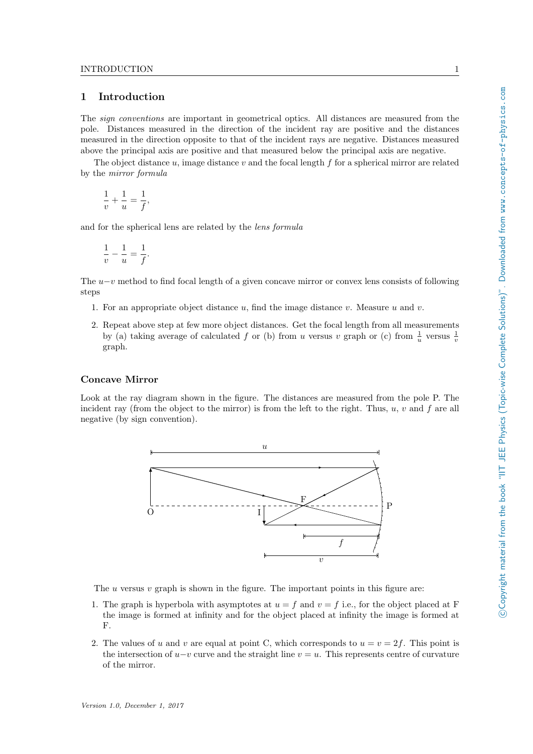# 1 Introduction

The *sign conventions* are important in geometrical optics. All distances are measured from the pole. Distances measured in the direction of the incident ray are positive and the distances measured in the direction opposite to that of the incident rays are negative. Distances measured above the principal axis are positive and that measured below the principal axis are negative.

The object distance $u$, image distance $v$ and the focal length $f$ for a spherical mirror are related by the *mirror formula*

$$\frac{1}{v}+\frac{1}{u}=\frac{1}{f},$$

and for the spherical lens are related by the *lens formula*

$$\frac{1}{v}-\frac{1}{u}=\frac{1}{f}.$$

The $u-v$ method to find focal length of a given concave mirror or convex lens consists of following steps

1. For an appropriate object distance $u$, find the image distance $v$. Measure $u$ and $v$.
2. Repeat above step at few more object distances. Get the focal length from all measurements by (a) taking average of calculated $f$ or (b) from $u$ versus $v$ graph or (c) from $\frac{1}{u}$ versus $\frac{1}{v}$ graph.

### Concave Mirror

Look at the ray diagram shown in the figure. The distances are measured from the pole P. The incident ray (from the object to the mirror) is from the left to the right. Thus, $u$, $v$ and $f$ are all negative (by sign convention).

The $u$ versus $v$ graph is shown in the figure. The important points in this figure are:

1. The graph is hyperbola with asymptotes at $u=f$ and $v=f$ i.e., for the object placed at F the image is formed at infinity and for the object placed at infinity the image is formed at F.
2. The values of $u$ and $v$ are equal at point C, which corresponds to $u=v=2f$. This point is the intersection of $u-v$ curve and the straight line $v=u$. This represents centre of curvature of the mirror.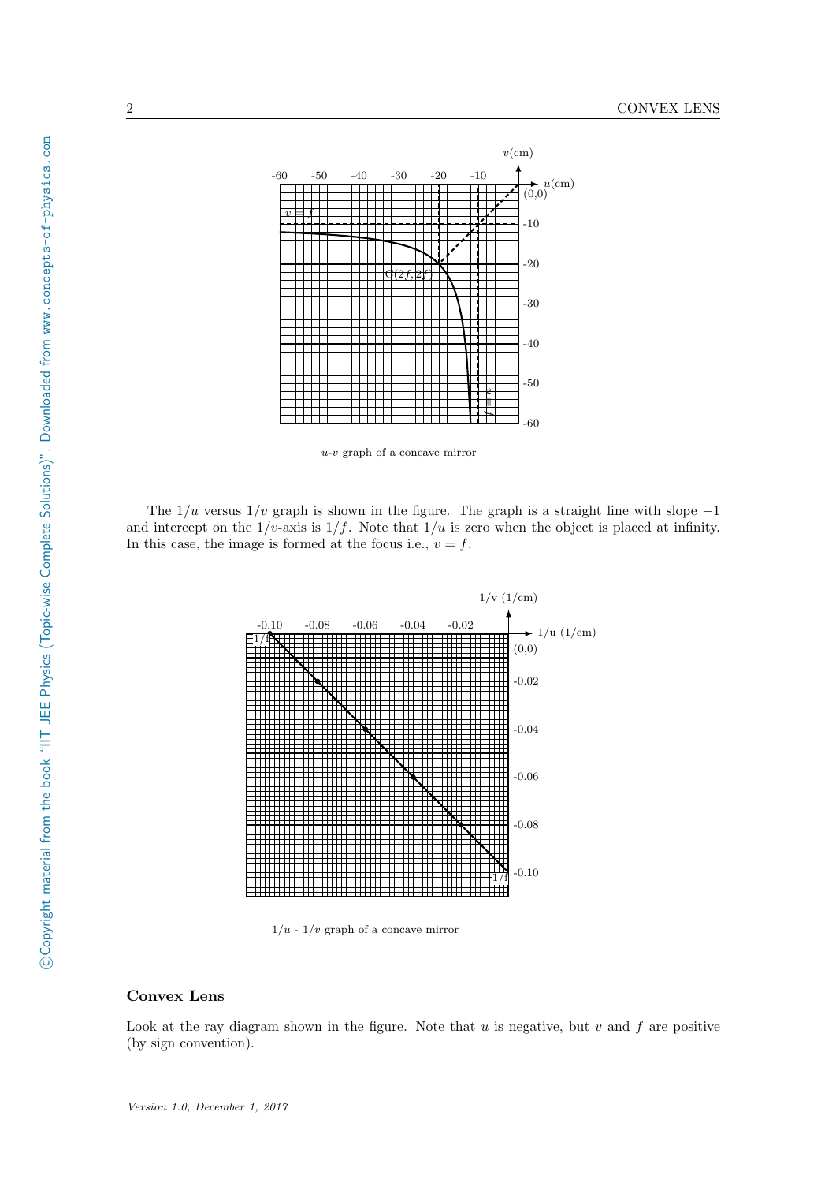*u*-*v* graph of a concave mirror

The $1/u$ versus $1/v$ graph is shown in the figure. The graph is a straight line with slope $-1$ and intercept on the $1/v$-axis is $1/f$. Note that $1/u$ is zero when the object is placed at infinity. In this case, the image is formed at the focus i.e., $v = f$.

$1/u$ - $1/v$ graph of a concave mirror

### Convex Lens

Look at the ray diagram shown in the figure. Note that $u$ is negative, but $v$ and $f$ are positive (by sign convention).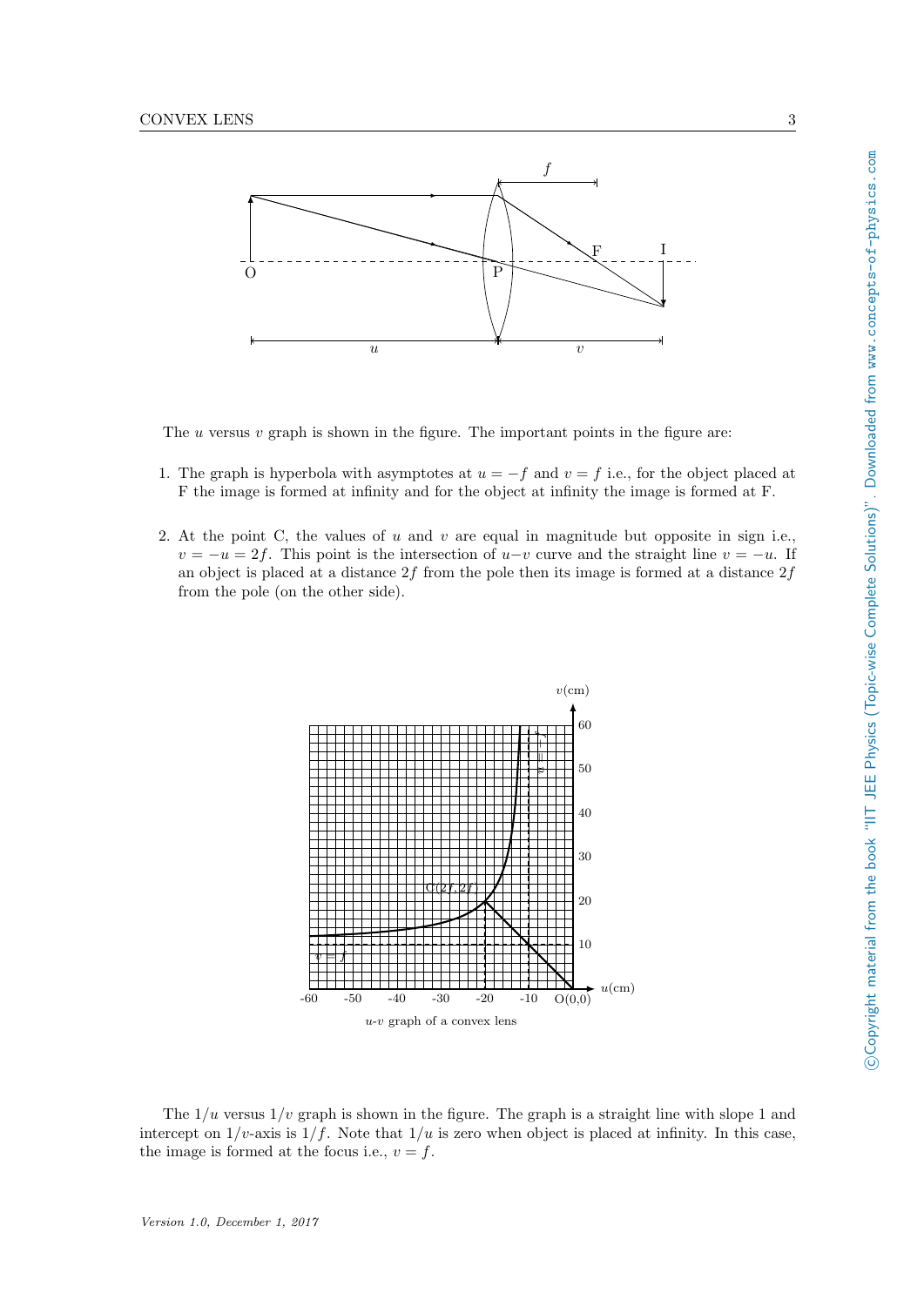The $u$ versus $v$ graph is shown in the figure. The important points in the figure are:

1. The graph is hyperbola with asymptotes at $u = -f$ and $v = f$ i.e., for the object placed at F the image is formed at infinity and for the object at infinity the image is formed at F.

2. At the point C, the values of $u$ and $v$ are equal in magnitude but opposite in sign i.e., $v = -u = 2f$. This point is the intersection of $u$–$v$ curve and the straight line $v = -u$. If an object is placed at a distance $2f$ from the pole then its image is formed at a distance $2f$ from the pole (on the other side).

$u$-$v$ graph of a convex lens

The $1/u$ versus $1/v$ graph is shown in the figure. The graph is a straight line with slope 1 and intercept on $1/v$-axis is $1/f$. Note that $1/u$ is zero when object is placed at infinity. In this case, the image is formed at the focus i.e., $v = f$.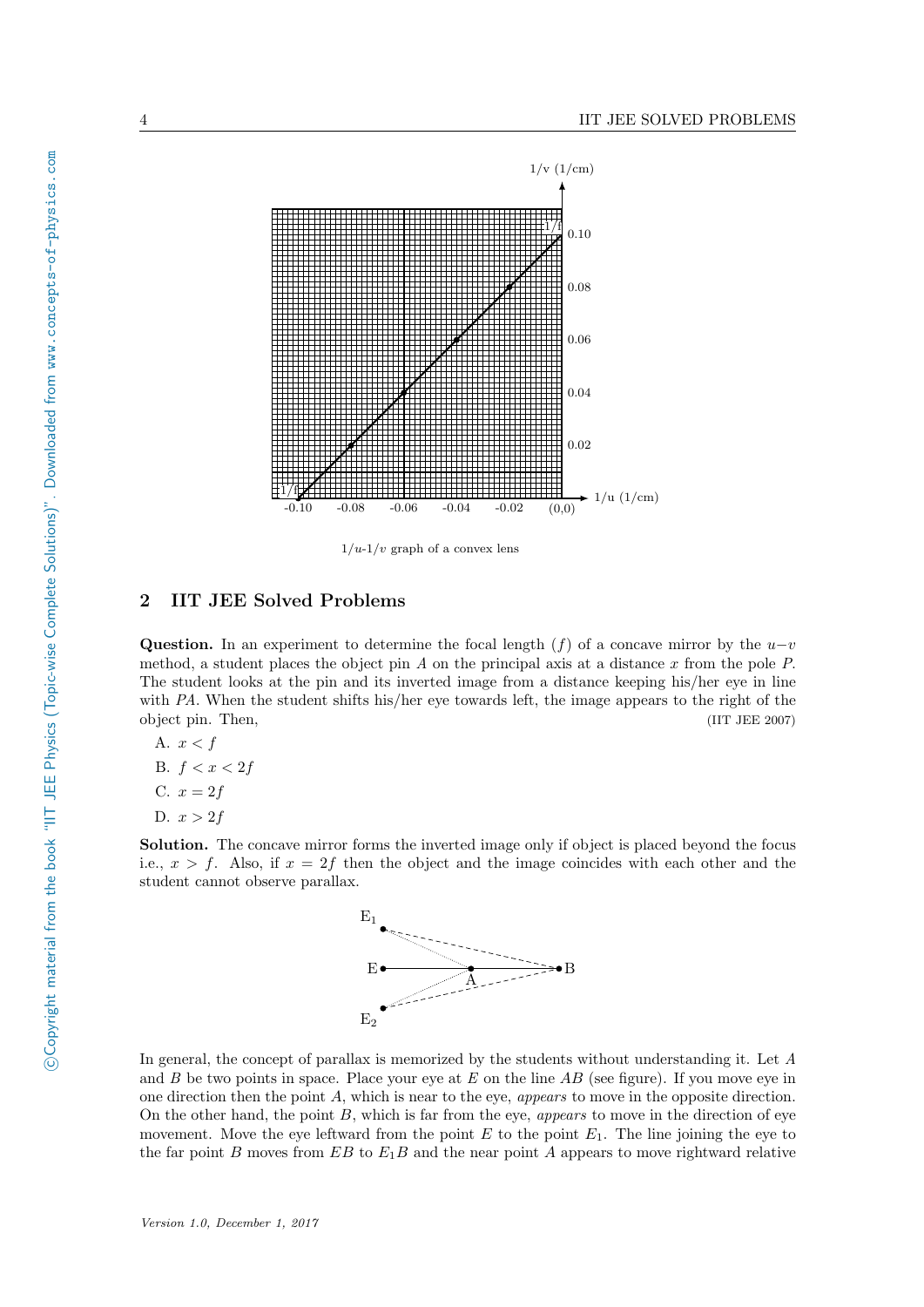$1/u$-$1/v$ graph of a convex lens

## 2 IIT JEE Solved Problems

**Question.** In an experiment to determine the focal length ($f$) of a concave mirror by the $u-v$ method, a student places the object pin $A$ on the principal axis at a distance $x$ from the pole $P$. The student looks at the pin and its inverted image from a distance keeping his/her eye in line with $PA$. When the student shifts his/her eye towards left, the image appears to the right of the object pin. Then, (IIT JEE 2007)

A. $x < f$

B. $f < x < 2f$

C. $x = 2f$

D. $x > 2f$

**Solution.** The concave mirror forms the inverted image only if object is placed beyond the focus i.e., $x > f$. Also, if $x = 2f$ then the object and the image coincides with each other and the student cannot observe parallax.

In general, the concept of parallax is memorized by the students without understanding it. Let $A$ and $B$ be two points in space. Place your eye at $E$ on the line $AB$ (see figure). If you move eye in one direction then the point $A$, which is near to the eye, *appears* to move in the opposite direction. On the other hand, the point $B$, which is far from the eye, *appears* to move in the direction of eye movement. Move the eye leftward from the point $E$ to the point $E_1$. The line joining the eye to the far point $B$ moves from $EB$ to $E_1B$ and the near point $A$ appears to move rightward relative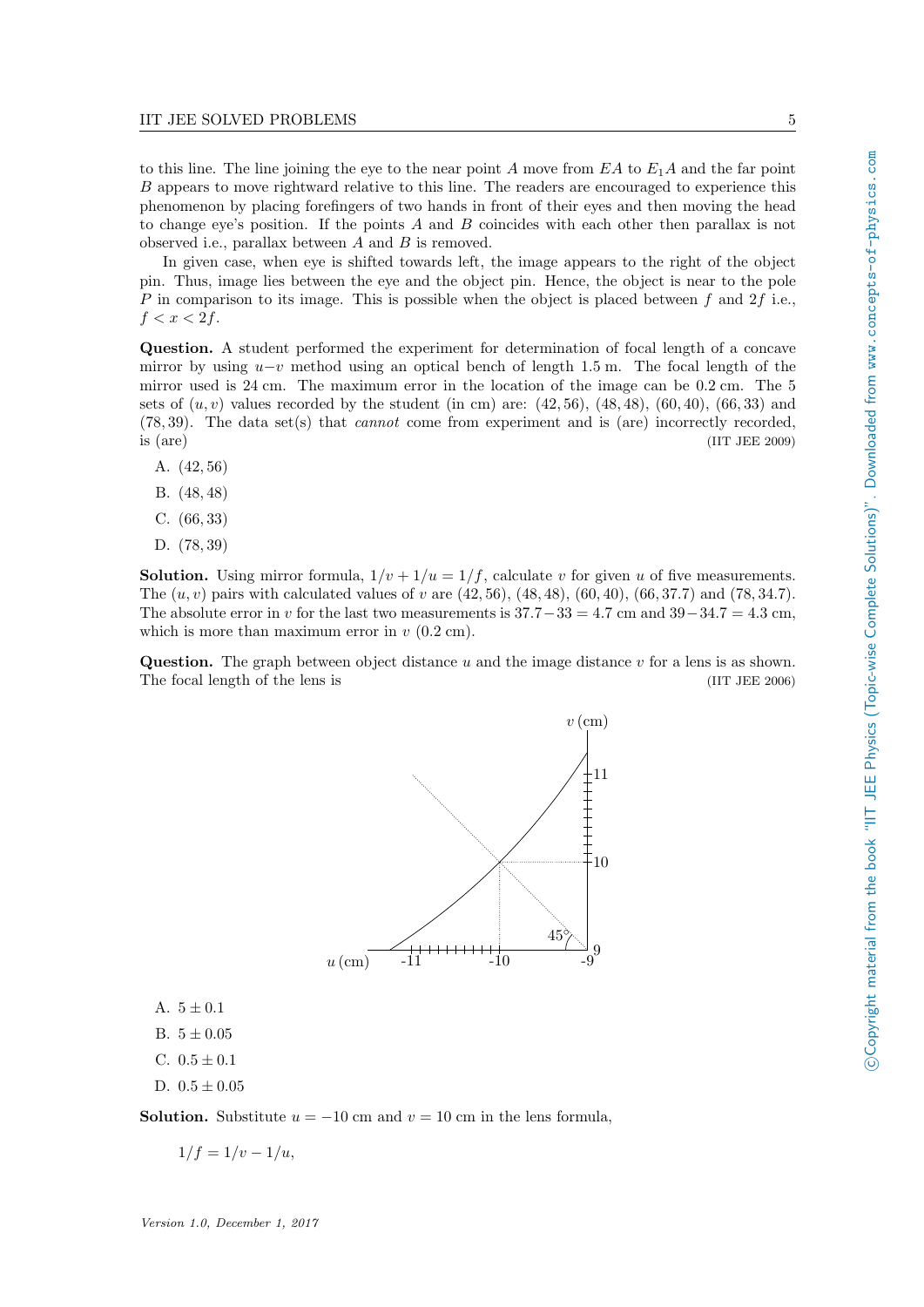to this line. The line joining the eye to the near point $A$ move from $EA$ to $E_1A$ and the far point $B$ appears to move rightward relative to this line. The readers are encouraged to experience this phenomenon by placing forefingers of two hands in front of their eyes and then moving the head to change eye's position. If the points $A$ and $B$ coincides with each other then parallax is not observed i.e., parallax between $A$ and $B$ is removed.

In given case, when eye is shifted towards left, the image appears to the right of the object pin. Thus, image lies between the eye and the object pin. Hence, the object is near to the pole $P$ in comparison to its image. This is possible when the object is placed between $f$ and $2f$ i.e., $f < x < 2f$.

**Question.** A student performed the experiment for determination of focal length of a concave mirror by using $u-v$ method using an optical bench of length 1.5 m. The focal length of the mirror used is 24 cm. The maximum error in the location of the image can be 0.2 cm. The 5 sets of $(u, v)$ values recorded by the student (in cm) are: $(42, 56)$, $(48, 48)$, $(60, 40)$, $(66, 33)$ and $(78, 39)$. The data set(s) that *cannot* come from experiment and is (are) incorrectly recorded, is (are) (IIT JEE 2009)

A. $(42, 56)$

B. $(48, 48)$

C. $(66, 33)$

D. $(78, 39)$

**Solution.** Using mirror formula, $1/v + 1/u = 1/f$, calculate $v$ for given $u$ of five measurements. The $(u, v)$ pairs with calculated values of $v$ are $(42, 56)$, $(48, 48)$, $(60, 40)$, $(66, 37.7)$ and $(78, 34.7)$. The absolute error in $v$ for the last two measurements is $37.7 - 33 = 4.7$ cm and $39 - 34.7 = 4.3$ cm, which is more than maximum error in $v$ (0.2 cm).

**Question.** The graph between object distance $u$ and the image distance $v$ for a lens is as shown. The focal length of the lens is (IIT JEE 2006)

A. $5 \pm 0.1$

B. $5 \pm 0.05$

C. $0.5 \pm 0.1$

D. $0.5 \pm 0.05$

**Solution.** Substitute $u = -10$ cm and $v = 10$ cm in the lens formula,

$$1/f = 1/v - 1/u,$$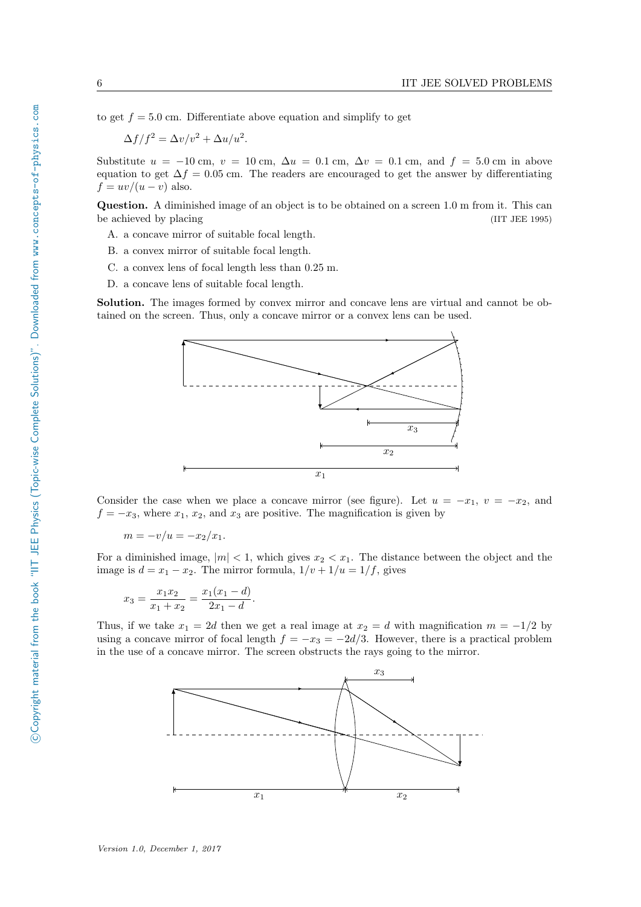to get $f = 5.0$ cm. Differentiate above equation and simplify to get

$$\Delta f/f^2 = \Delta v/v^2 + \Delta u/u^2.$$

Substitute $u = -10$ cm, $v = 10$ cm, $\Delta u = 0.1$ cm, $\Delta v = 0.1$ cm, and $f = 5.0$ cm in above equation to get $\Delta f = 0.05$ cm. The readers are encouraged to get the answer by differentiating $f = uv/(u - v)$ also.

**Question.** A diminished image of an object is to be obtained on a screen 1.0 m from it. This can be achieved by placing (IIT JEE 1995)

A. a concave mirror of suitable focal length.

B. a convex mirror of suitable focal length.

C. a convex lens of focal length less than 0.25 m.

D. a concave lens of suitable focal length.

**Solution.** The images formed by convex mirror and concave lens are virtual and cannot be obtained on the screen. Thus, only a concave mirror or a convex lens can be used.

Consider the case when we place a concave mirror (see figure). Let $u = -x_1$, $v = -x_2$, and $f = -x_3$, where $x_1$, $x_2$, and $x_3$ are positive. The magnification is given by

$$m = -v/u = -x_2/x_1.$$

For a diminished image, $|m| < 1$, which gives $x_2 < x_1$. The distance between the object and the image is $d = x_1 - x_2$. The mirror formula, $1/v + 1/u = 1/f$, gives

$$x_3 = \frac{x_1 x_2}{x_1 + x_2} = \frac{x_1(x_1 - d)}{2x_1 - d}.$$

Thus, if we take $x_1 = 2d$ then we get a real image at $x_2 = d$ with magnification $m = -1/2$ by using a concave mirror of focal length $f = -x_3 = -2d/3$. However, there is a practical problem in the use of a concave mirror. The screen obstructs the rays going to the mirror.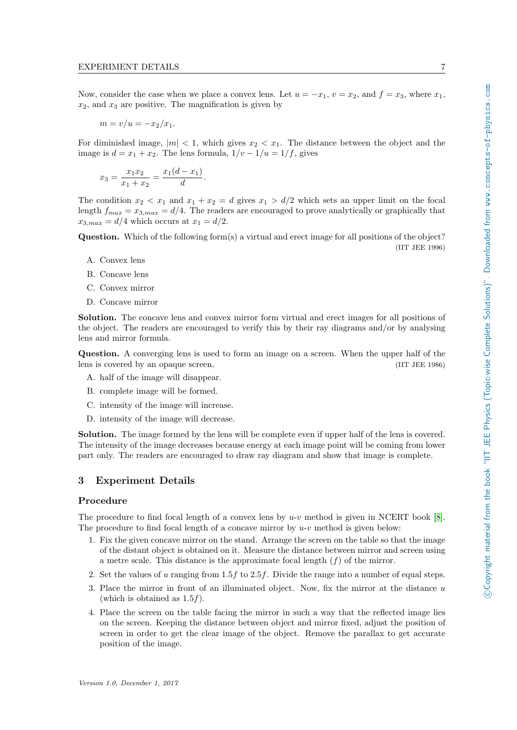Now, consider the case when we place a convex lens. Let $u = -x_1$, $v = x_2$, and $f = x_3$, where $x_1$, $x_2$, and $x_3$ are positive. The magnification is given by

$$m = v/u = -x_2/x_1.$$

For diminished image, $|m| < 1$, which gives $x_2 < x_1$. The distance between the object and the image is $d = x_1 + x_2$. The lens formula, $1/v - 1/u = 1/f$, gives

$$x_3 = \frac{x_1 x_2}{x_1 + x_2} = \frac{x_1(d - x_1)}{d}.$$

The condition $x_2 < x_1$ and $x_1 + x_2 = d$ gives $x_1 > d/2$ which sets an upper limit on the focal length $f_{max} = x_{3,max} = d/4$. The readers are encouraged to prove analytically or graphically that $x_{3,max} = d/4$ which occurs at $x_1 = d/2$.

**Question.** Which of the following form(s) a virtual and erect image for all positions of the object? (IIT JEE 1996)

A. Convex lens

B. Concave lens

C. Convex mirror

D. Concave mirror

**Solution.** The concave lens and convex mirror form virtual and erect images for all positions of the object. The readers are encouraged to verify this by their ray diagrams and/or by analysing lens and mirror formula.

**Question.** A converging lens is used to form an image on a screen. When the upper half of the lens is covered by an opaque screen, (IIT JEE 1986)

A. half of the image will disappear.

B. complete image will be formed.

C. intensity of the image will increase.

D. intensity of the image will decrease.

**Solution.** The image formed by the lens will be complete even if upper half of the lens is covered. The intensity of the image decreases because energy at each image point will be coming from lower part only. The readers are encouraged to draw ray diagram and show that image is complete.

## 3 Experiment Details

### Procedure

The procedure to find focal length of a convex lens by $u$-$v$ method is given in NCERT book [8]. The procedure to find focal length of a concave mirror by $u$-$v$ method is given below:

1. Fix the given concave mirror on the stand. Arrange the screen on the table so that the image of the distant object is obtained on it. Measure the distance between mirror and screen using a metre scale. This distance is the approximate focal length ($f$) of the mirror.
2. Set the values of $u$ ranging from $1.5f$ to $2.5f$. Divide the range into a number of equal steps.
3. Place the mirror in front of an illuminated object. Now, fix the mirror at the distance $u$ (which is obtained as $1.5f$).
4. Place the screen on the table facing the mirror in such a way that the reflected image lies on the screen. Keeping the distance between object and mirror fixed, adjust the position of screen in order to get the clear image of the object. Remove the parallax to get accurate position of the image.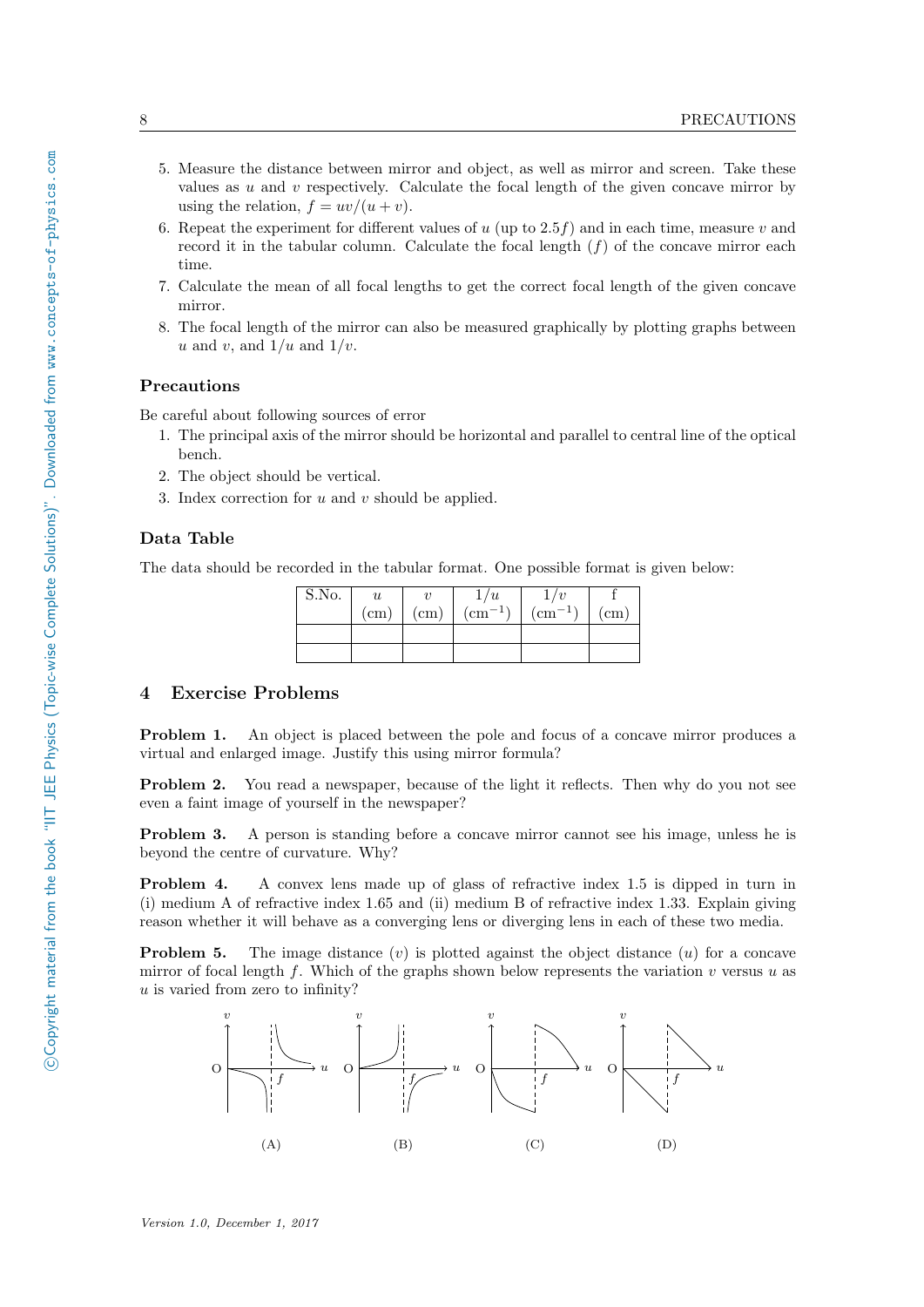5. Measure the distance between mirror and object, as well as mirror and screen. Take these values as $u$ and $v$ respectively. Calculate the focal length of the given concave mirror by using the relation, $f = uv/(u + v)$.
6. Repeat the experiment for different values of $u$ (up to $2.5f$) and in each time, measure $v$ and record it in the tabular column. Calculate the focal length ($f$) of the concave mirror each time.
7. Calculate the mean of all focal lengths to get the correct focal length of the given concave mirror.
8. The focal length of the mirror can also be measured graphically by plotting graphs between $u$ and $v$, and $1/u$ and $1/v$.

### Precautions

Be careful about following sources of error

1. The principal axis of the mirror should be horizontal and parallel to central line of the optical bench.
2. The object should be vertical.
3. Index correction for $u$ and $v$ should be applied.

### Data Table

The data should be recorded in the tabular format. One possible format is given below:

| S.No. | $u$ (cm) | $v$ (cm) | $1/u$ ($\text{cm}^{-1}$) | $1/v$ ($\text{cm}^{-1}$) | f (cm) |
|---|---|---|---|---|---|
| | | | | | |
| | | | | | |

## 4 Exercise Problems

**Problem 1.** An object is placed between the pole and focus of a concave mirror produces a virtual and enlarged image. Justify this using mirror formula?

**Problem 2.** You read a newspaper, because of the light it reflects. Then why do you not see even a faint image of yourself in the newspaper?

**Problem 3.** A person is standing before a concave mirror cannot see his image, unless he is beyond the centre of curvature. Why?

**Problem 4.** A convex lens made up of glass of refractive index 1.5 is dipped in turn in (i) medium A of refractive index 1.65 and (ii) medium B of refractive index 1.33. Explain giving reason whether it will behave as a converging lens or diverging lens in each of these two media.

**Problem 5.** The image distance ($v$) is plotted against the object distance ($u$) for a concave mirror of focal length $f$. Which of the graphs shown below represents the variation $v$ versus $u$ as $u$ is varied from zero to infinity?

(A) (B) (C) (D)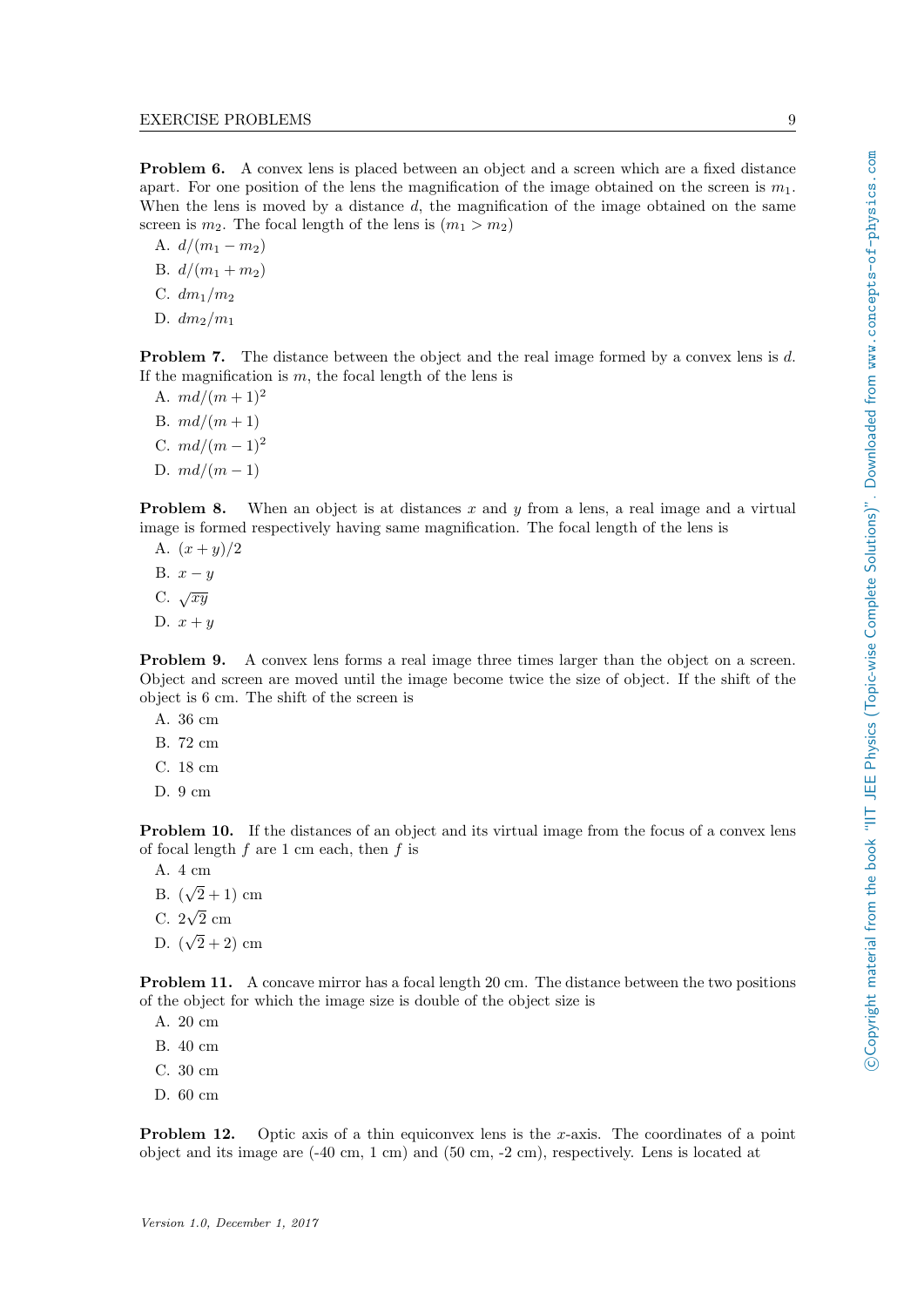**Problem 6.** A convex lens is placed between an object and a screen which are a fixed distance apart. For one position of the lens the magnification of the image obtained on the screen is $m_1$. When the lens is moved by a distance $d$, the magnification of the image obtained on the same screen is $m_2$. The focal length of the lens is $(m_1 > m_2)$

A. $d/(m_1 - m_2)$

B. $d/(m_1 + m_2)$

C. $dm_1/m_2$

D. $dm_2/m_1$

**Problem 7.** The distance between the object and the real image formed by a convex lens is $d$. If the magnification is $m$, the focal length of the lens is

A. $md/(m+1)^2$

B. $md/(m+1)$

C. $md/(m-1)^2$

D. $md/(m-1)$

**Problem 8.** When an object is at distances $x$ and $y$ from a lens, a real image and a virtual image is formed respectively having same magnification. The focal length of the lens is

A. $(x+y)/2$

B. $x-y$

C. $\sqrt{xy}$

D. $x+y$

**Problem 9.** A convex lens forms a real image three times larger than the object on a screen. Object and screen are moved until the image become twice the size of object. If the shift of the object is 6 cm. The shift of the screen is

A. 36 cm

B. 72 cm

C. 18 cm

D. 9 cm

**Problem 10.** If the distances of an object and its virtual image from the focus of a convex lens of focal length $f$ are 1 cm each, then $f$ is

A. 4 cm

B. $(\sqrt{2}+1)$ cm

C. $2\sqrt{2}$ cm

D. $(\sqrt{2}+2)$ cm

**Problem 11.** A concave mirror has a focal length 20 cm. The distance between the two positions of the object for which the image size is double of the object size is

A. 20 cm

B. 40 cm

C. 30 cm

D. 60 cm

**Problem 12.** Optic axis of a thin equiconvex lens is the $x$-axis. The coordinates of a point object and its image are (-40 cm, 1 cm) and (50 cm, -2 cm), respectively. Lens is located at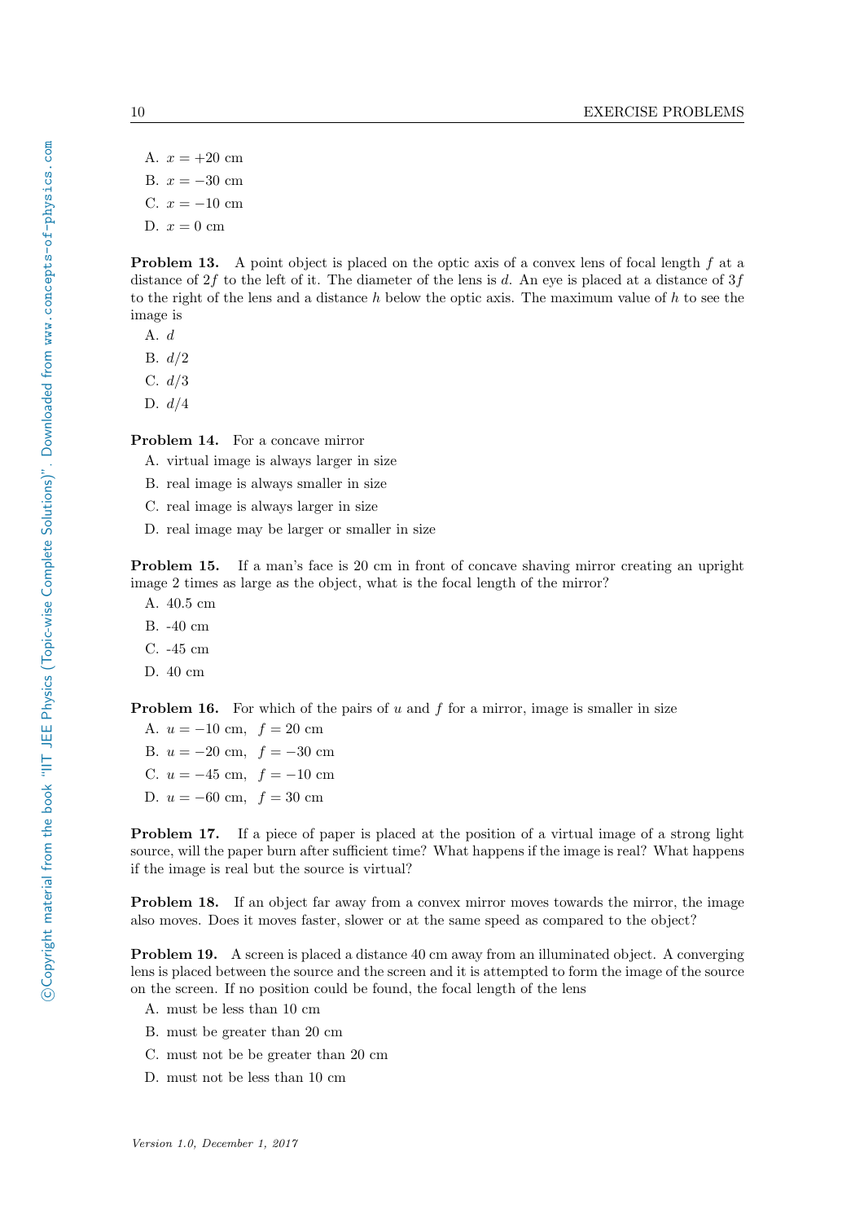A. $x = +20$ cm

B. $x = -30$ cm

C. $x = -10$ cm

D. $x = 0$ cm

**Problem 13.** A point object is placed on the optic axis of a convex lens of focal length $f$ at a distance of $2f$ to the left of it. The diameter of the lens is $d$. An eye is placed at a distance of $3f$ to the right of the lens and a distance $h$ below the optic axis. The maximum value of $h$ to see the image is

A. $d$

B. $d/2$

C. $d/3$

D. $d/4$

**Problem 14.** For a concave mirror

A. virtual image is always larger in size

B. real image is always smaller in size

C. real image is always larger in size

D. real image may be larger or smaller in size

**Problem 15.** If a man's face is 20 cm in front of concave shaving mirror creating an upright image 2 times as large as the object, what is the focal length of the mirror?

A. 40.5 cm

B. -40 cm

C. -45 cm

D. 40 cm

**Problem 16.** For which of the pairs of $u$ and $f$ for a mirror, image is smaller in size

A. $u = -10$ cm, $f = 20$ cm

B. $u = -20$ cm, $f = -30$ cm

C. $u = -45$ cm, $f = -10$ cm

D. $u = -60$ cm, $f = 30$ cm

**Problem 17.** If a piece of paper is placed at the position of a virtual image of a strong light source, will the paper burn after sufficient time? What happens if the image is real? What happens if the image is real but the source is virtual?

**Problem 18.** If an object far away from a convex mirror moves towards the mirror, the image also moves. Does it moves faster, slower or at the same speed as compared to the object?

**Problem 19.** A screen is placed a distance 40 cm away from an illuminated object. A converging lens is placed between the source and the screen and it is attempted to form the image of the source on the screen. If no position could be found, the focal length of the lens

A. must be less than 10 cm

B. must be greater than 20 cm

C. must not be be greater than 20 cm

D. must not be less than 10 cm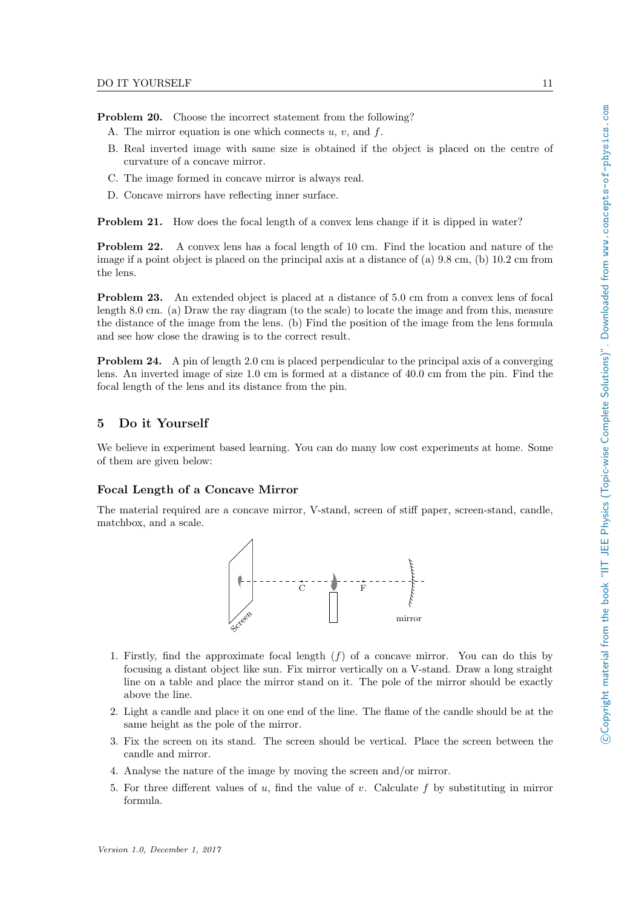**Problem 20.** Choose the incorrect statement from the following?

A. The mirror equation is one which connects $u$, $v$, and $f$.

B. Real inverted image with same size is obtained if the object is placed on the centre of curvature of a concave mirror.

C. The image formed in concave mirror is always real.

D. Concave mirrors have reflecting inner surface.

**Problem 21.** How does the focal length of a convex lens change if it is dipped in water?

**Problem 22.** A convex lens has a focal length of 10 cm. Find the location and nature of the image if a point object is placed on the principal axis at a distance of (a) 9.8 cm, (b) 10.2 cm from the lens.

**Problem 23.** An extended object is placed at a distance of 5.0 cm from a convex lens of focal length 8.0 cm. (a) Draw the ray diagram (to the scale) to locate the image and from this, measure the distance of the image from the lens. (b) Find the position of the image from the lens formula and see how close the drawing is to the correct result.

**Problem 24.** A pin of length 2.0 cm is placed perpendicular to the principal axis of a converging lens. An inverted image of size 1.0 cm is formed at a distance of 40.0 cm from the pin. Find the focal length of the lens and its distance from the pin.

## 5 Do it Yourself

We believe in experiment based learning. You can do many low cost experiments at home. Some of them are given below:

### Focal Length of a Concave Mirror

The material required are a concave mirror, V-stand, screen of stiff paper, screen-stand, candle, matchbox, and a scale.

1. Firstly, find the approximate focal length ($f$) of a concave mirror. You can do this by focusing a distant object like sun. Fix mirror vertically on a V-stand. Draw a long straight line on a table and place the mirror stand on it. The pole of the mirror should be exactly above the line.
2. Light a candle and place it on one end of the line. The flame of the candle should be at the same height as the pole of the mirror.
3. Fix the screen on its stand. The screen should be vertical. Place the screen between the candle and mirror.
4. Analyse the nature of the image by moving the screen and/or mirror.
5. For three different values of $u$, find the value of $v$. Calculate $f$ by substituting in mirror formula.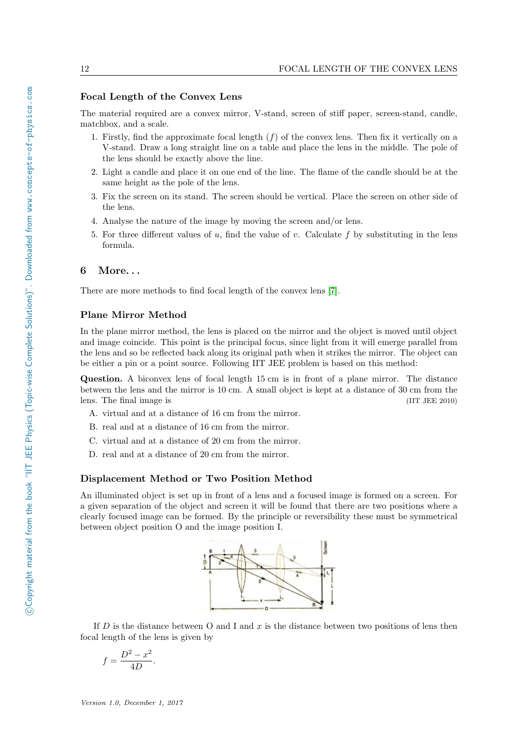### Focal Length of the Convex Lens

The material required are a convex mirror, V-stand, screen of stiff paper, screen-stand, candle, matchbox, and a scale.

1. Firstly, find the approximate focal length ($f$) of the convex lens. Then fix it vertically on a V-stand. Draw a long straight line on a table and place the lens in the middle. The pole of the lens should be exactly above the line.
2. Light a candle and place it on one end of the line. The flame of the candle should be at the same height as the pole of the lens.
3. Fix the screen on its stand. The screen should be vertical. Place the screen on other side of the lens.
4. Analyse the nature of the image by moving the screen and/or lens.
5. For three different values of $u$, find the value of $v$. Calculate $f$ by substituting in the lens formula.

## 6 More...

There are more methods to find focal length of the convex lens [7].

### Plane Mirror Method

In the plane mirror method, the lens is placed on the mirror and the object is moved until object and image coincide. This point is the principal focus, since light from it will emerge parallel from the lens and so be reflected back along its original path when it strikes the mirror. The object can be either a pin or a point source. Following IIT JEE problem is based on this method:

**Question.** A biconvex lens of focal length 15 cm is in front of a plane mirror. The distance between the lens and the mirror is 10 cm. A small object is kept at a distance of 30 cm from the lens. The final image is (IIT JEE 2010)

A. virtual and at a distance of 16 cm from the mirror.

B. real and at a distance of 16 cm from the mirror.

C. virtual and at a distance of 20 cm from the mirror.

D. real and at a distance of 20 cm from the mirror.

### Displacement Method or Two Position Method

An illuminated object is set up in front of a lens and a focused image is formed on a screen. For a given separation of the object and screen it will be found that there are two positions where a clearly focused image can be formed. By the principle or reversibility these must be symmetrical between object position O and the image position I.

If $D$ is the distance between O and I and $x$ is the distance between two positions of lens then focal length of the lens is given by

$$f = \frac{D^2 - x^2}{4D}.$$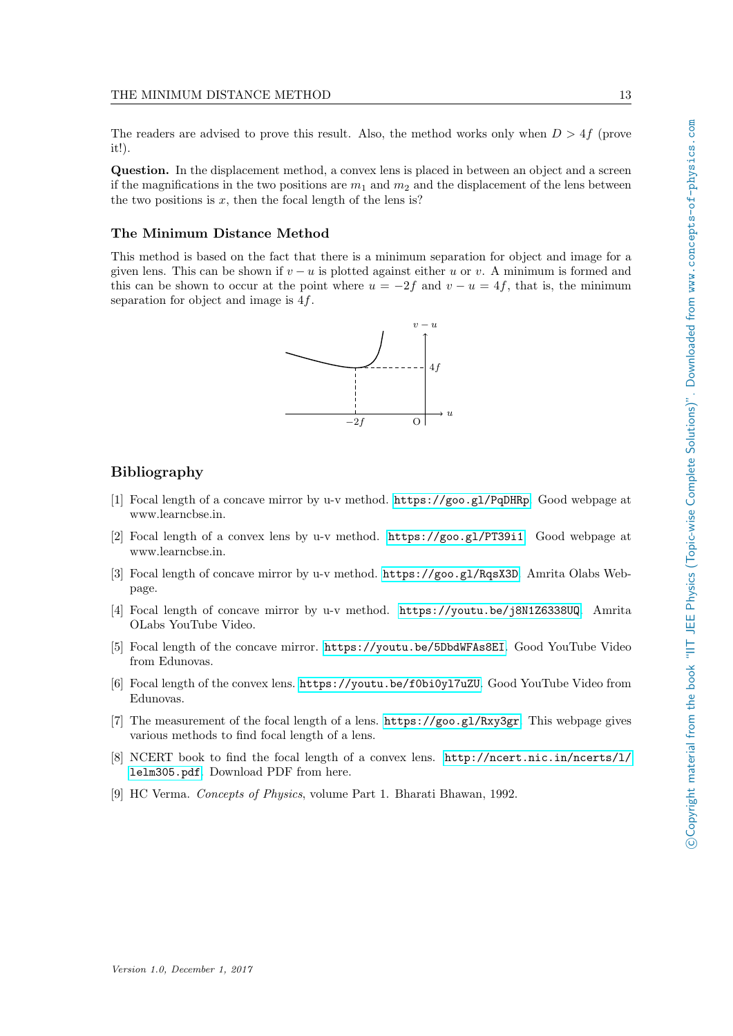The readers are advised to prove this result. Also, the method works only when $D > 4f$ (prove it!).

**Question.** In the displacement method, a convex lens is placed in between an object and a screen if the magnifications in the two positions are $m_1$ and $m_2$ and the displacement of the lens between the two positions is $x$, then the focal length of the lens is?

### The Minimum Distance Method

This method is based on the fact that there is a minimum separation for object and image for a given lens. This can be shown if $v - u$ is plotted against either $u$ or $v$. A minimum is formed and this can be shown to occur at the point where $u = -2f$ and $v - u = 4f$, that is, the minimum separation for object and image is $4f$.

$v - u$

$4f$

$-2f$

O

$u$

## Bibliography

[1] Focal length of a concave mirror by u-v method. https://goo.gl/PqDHRp. Good webpage at www.learncbse.in.

[2] Focal length of a convex lens by u-v method. https://goo.gl/PT39i1. Good webpage at www.learncbse.in.

[3] Focal length of concave mirror by u-v method. https://goo.gl/RqsX3D. Amrita Olabs Webpage.

[4] Focal length of concave mirror by u-v method. https://youtu.be/j8N1Z6338UQ. Amrita OLabs YouTube Video.

[5] Focal length of the concave mirror. https://youtu.be/5DbdWFAs8EI. Good YouTube Video from Edunovas.

[6] Focal length of the convex lens. https://youtu.be/f0bi0yl7uZU. Good YouTube Video from Edunovas.

[7] The measurement of the focal length of a lens. https://goo.gl/Rxy3gr. This webpage gives various methods to find focal length of a lens.

[8] NCERT book to find the focal length of a convex lens. http://ncert.nic.in/ncerts/l/lelm305.pdf. Download PDF from here.

[9] HC Verma. *Concepts of Physics*, volume Part 1. Bharati Bhawan, 1992.